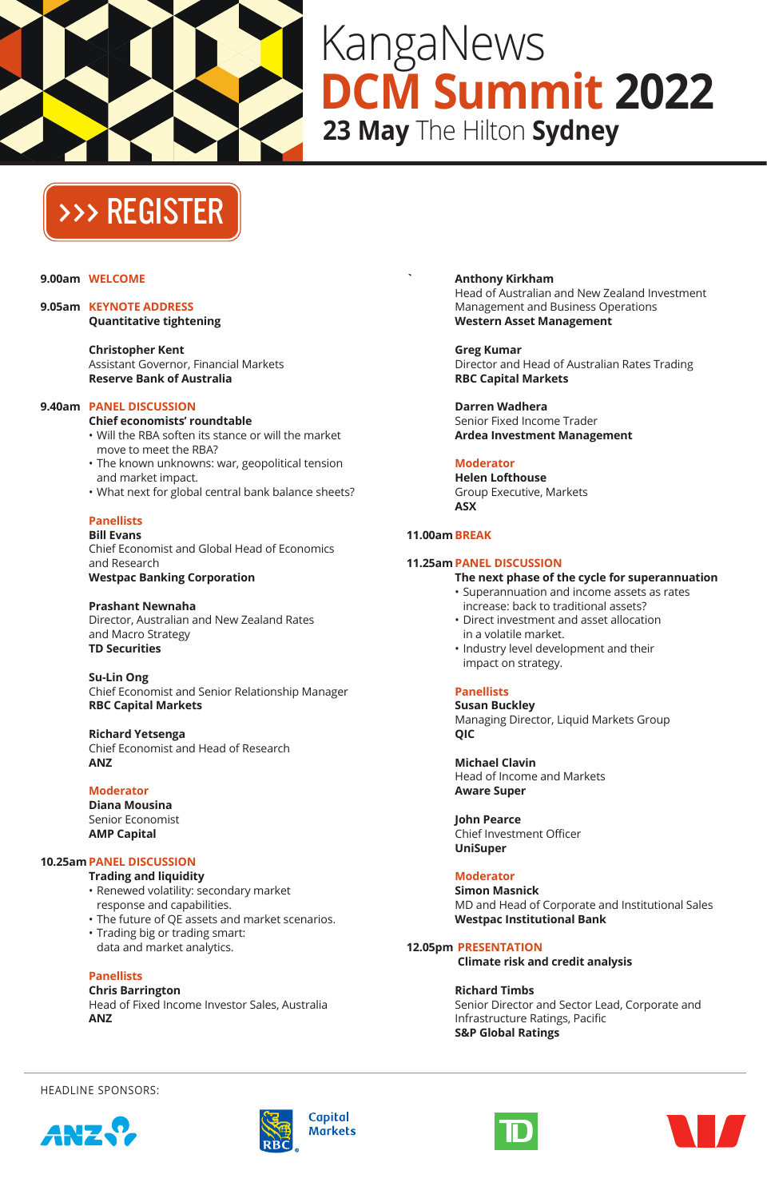# KangaNews
# DCM Summit 2022
## 23 May The Hilton Sydney

>>> REGISTER

**9.00am** WELCOME

**9.05am** KEYNOTE ADDRESS
**Quantitative tightening**

**Christopher Kent**
Assistant Governor, Financial Markets
**Reserve Bank of Australia**

**9.40am** PANEL DISCUSSION
**Chief economists' roundtable**
- Will the RBA soften its stance or will the market move to meet the RBA?
- The known unknowns: war, geopolitical tension and market impact.
- What next for global central bank balance sheets?

Panellists

**Bill Evans**
Chief Economist and Global Head of Economics and Research
**Westpac Banking Corporation**

**Prashant Newnaha**
Director, Australian and New Zealand Rates and Macro Strategy
**TD Securities**

**Su-Lin Ong**
Chief Economist and Senior Relationship Manager
**RBC Capital Markets**

**Richard Yetsenga**
Chief Economist and Head of Research
**ANZ**

Moderator

**Diana Mousina**
Senior Economist
**AMP Capital**

**10.25am** PANEL DISCUSSION
**Trading and liquidity**
- Renewed volatility: secondary market response and capabilities.
- The future of QE assets and market scenarios.
- Trading big or trading smart: data and market analytics.

Panellists

**Chris Barrington**
Head of Fixed Income Investor Sales, Australia
**ANZ**

**Anthony Kirkham**
Head of Australian and New Zealand Investment Management and Business Operations
**Western Asset Management**

**Greg Kumar**
Director and Head of Australian Rates Trading
**RBC Capital Markets**

**Darren Wadhera**
Senior Fixed Income Trader
**Ardea Investment Management**

Moderator

**Helen Lofthouse**
Group Executive, Markets
**ASX**

**11.00am** BREAK

**11.25am** PANEL DISCUSSION
**The next phase of the cycle for superannuation**
- Superannuation and income assets as rates increase: back to traditional assets?
- Direct investment and asset allocation in a volatile market.
- Industry level development and their impact on strategy.

Panellists

**Susan Buckley**
Managing Director, Liquid Markets Group
**QIC**

**Michael Clavin**
Head of Income and Markets
**Aware Super**

**John Pearce**
Chief Investment Officer
**UniSuper**

Moderator

**Simon Masnick**
MD and Head of Corporate and Institutional Sales
**Westpac Institutional Bank**

**12.05pm** PRESENTATION
**Climate risk and credit analysis**

**Richard Timbs**
Senior Director and Sector Lead, Corporate and Infrastructure Ratings, Pacific
**S&P Global Ratings**

HEADLINE SPONSORS:

ANZ | RBC Capital Markets | TD | Westpac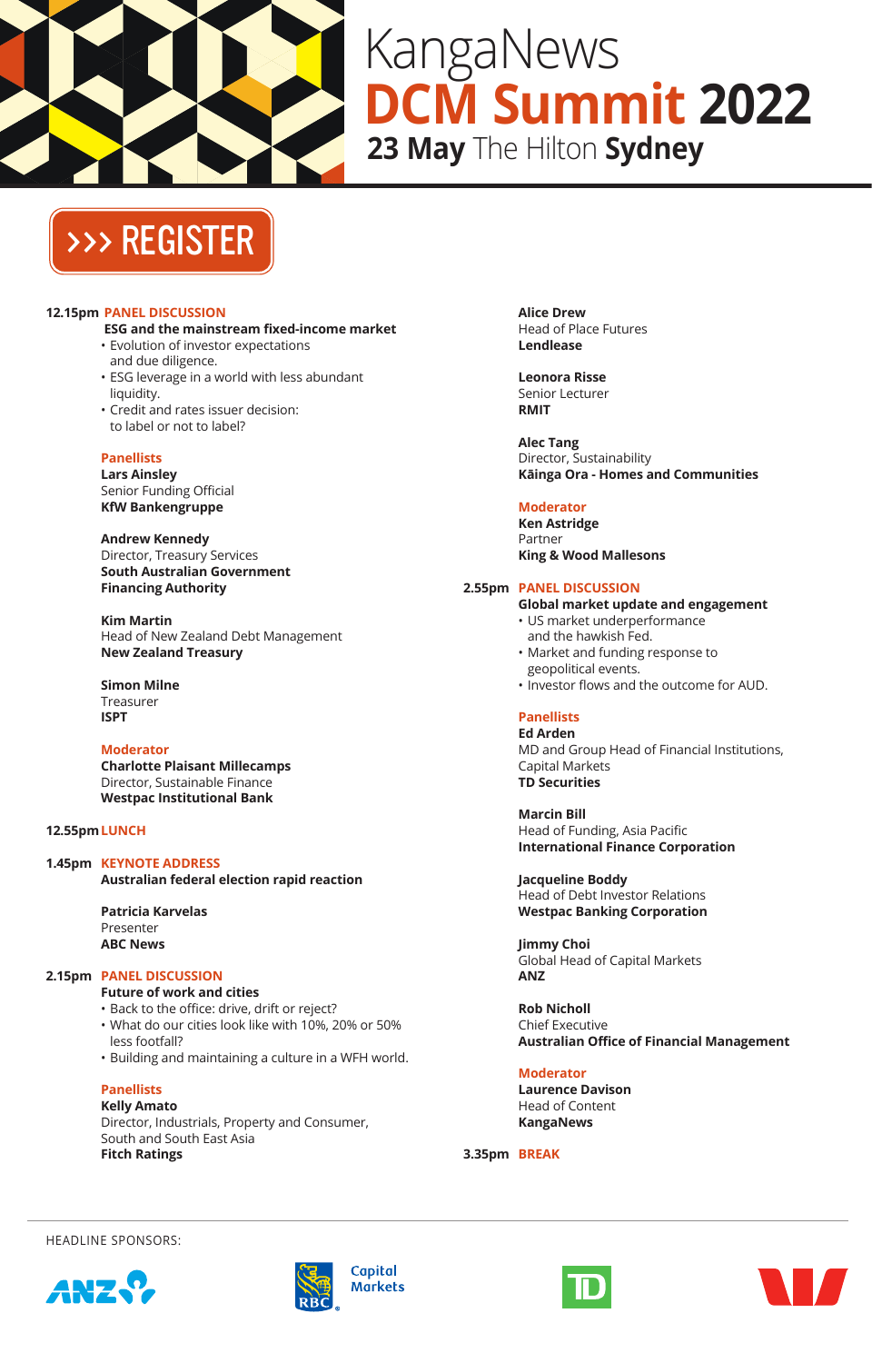# KangaNews DCM Summit 2022

**23 May** The Hilton **Sydney**

>>> REGISTER

**12.15pm PANEL DISCUSSION**

**ESG and the mainstream fixed-income market**

- Evolution of investor expectations and due diligence.
- ESG leverage in a world with less abundant liquidity.
- Credit and rates issuer decision: to label or not to label?

**Panellists**

**Lars Ainsley**
Senior Funding Official
**KfW Bankengruppe**

**Andrew Kennedy**
Director, Treasury Services
**South Australian Government Financing Authority**

**Kim Martin**
Head of New Zealand Debt Management
**New Zealand Treasury**

**Simon Milne**
Treasurer
**ISPT**

**Moderator**

**Charlotte Plaisant Millecamps**
Director, Sustainable Finance
**Westpac Institutional Bank**

**12.55pm LUNCH**

**1.45pm KEYNOTE ADDRESS**

**Australian federal election rapid reaction**

**Patricia Karvelas**
Presenter
**ABC News**

**2.15pm PANEL DISCUSSION**

**Future of work and cities**

- Back to the office: drive, drift or reject?
- What do our cities look like with 10%, 20% or 50% less footfall?
- Building and maintaining a culture in a WFH world.

**Panellists**

**Kelly Amato**
Director, Industrials, Property and Consumer, South and South East Asia
**Fitch Ratings**

**Alice Drew**
Head of Place Futures
**Lendlease**

**Leonora Risse**
Senior Lecturer
**RMIT**

**Alec Tang**
Director, Sustainability
**Kāinga Ora - Homes and Communities**

**Moderator**

**Ken Astridge**
Partner
**King & Wood Mallesons**

**2.55pm PANEL DISCUSSION**

**Global market update and engagement**

- US market underperformance and the hawkish Fed.
- Market and funding response to geopolitical events.
- Investor flows and the outcome for AUD.

**Panellists**

**Ed Arden**
MD and Group Head of Financial Institutions, Capital Markets
**TD Securities**

**Marcin Bill**
Head of Funding, Asia Pacific
**International Finance Corporation**

**Jacqueline Boddy**
Head of Debt Investor Relations
**Westpac Banking Corporation**

**Jimmy Choi**
Global Head of Capital Markets
**ANZ**

**Rob Nicholl**
Chief Executive
**Australian Office of Financial Management**

**Moderator**

**Laurence Davison**
Head of Content
**KangaNews**

**3.35pm BREAK**

HEADLINE SPONSORS:

ANZ | RBC Capital Markets | TD | Westpac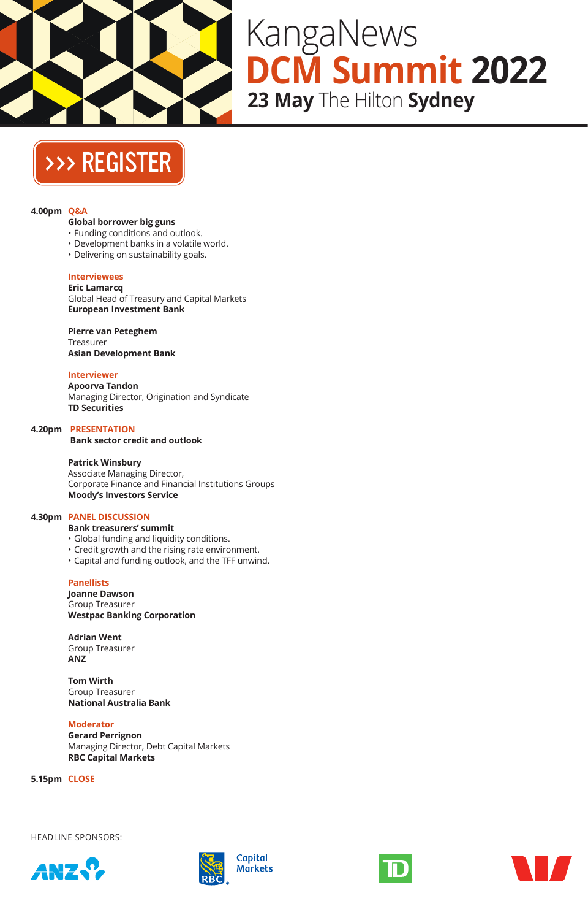# KangaNews DCM Summit 2022

**23 May** The Hilton **Sydney**

>>> REGISTER

**4.00pm** Q&A

**Global borrower big guns**

- Funding conditions and outlook.
- Development banks in a volatile world.
- Delivering on sustainability goals.

**Interviewees**

**Eric Lamarcq**
Global Head of Treasury and Capital Markets
**European Investment Bank**

**Pierre van Peteghem**
Treasurer
**Asian Development Bank**

**Interviewer**

**Apoorva Tandon**
Managing Director, Origination and Syndicate
**TD Securities**

**4.20pm** PRESENTATION

**Bank sector credit and outlook**

**Patrick Winsbury**
Associate Managing Director,
Corporate Finance and Financial Institutions Groups
**Moody's Investors Service**

**4.30pm** PANEL DISCUSSION

**Bank treasurers' summit**

- Global funding and liquidity conditions.
- Credit growth and the rising rate environment.
- Capital and funding outlook, and the TFF unwind.

**Panellists**

**Joanne Dawson**
Group Treasurer
**Westpac Banking Corporation**

**Adrian Went**
Group Treasurer
**ANZ**

**Tom Wirth**
Group Treasurer
**National Australia Bank**

**Moderator**

**Gerard Perrignon**
Managing Director, Debt Capital Markets
**RBC Capital Markets**

**5.15pm** CLOSE

HEADLINE SPONSORS:

ANZ | RBC Capital Markets | TD | Westpac